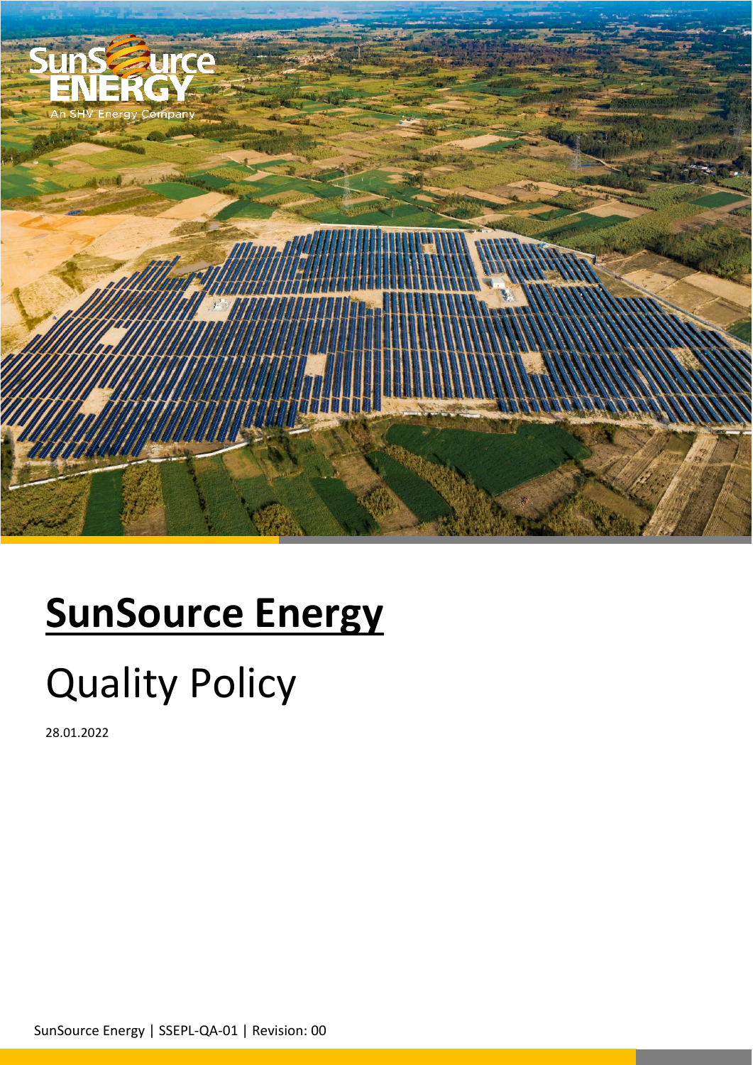# SunSource Energy

# Quality Policy

28.01.2022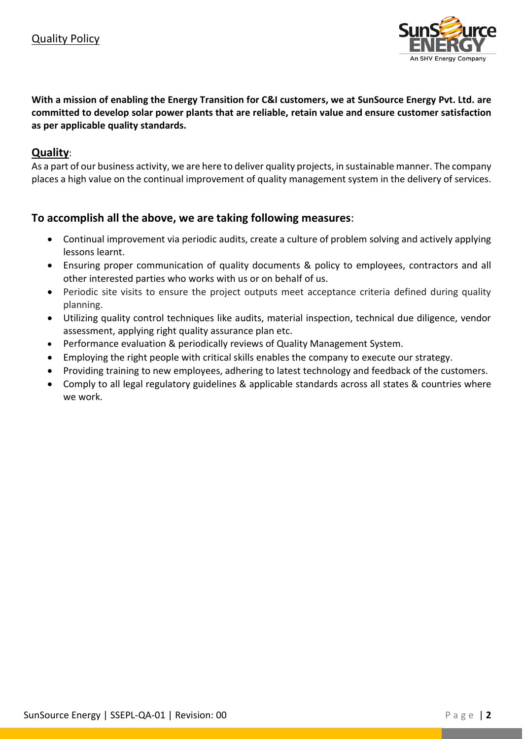Quality Policy

**With a mission of enabling the Energy Transition for C&I customers, we at SunSource Energy Pvt. Ltd. are committed to develop solar power plants that are reliable, retain value and ensure customer satisfaction as per applicable quality standards.**

## Quality:

As a part of our business activity, we are here to deliver quality projects, in sustainable manner. The company places a high value on the continual improvement of quality management system in the delivery of services.

## To accomplish all the above, we are taking following measures:

- Continual improvement via periodic audits, create a culture of problem solving and actively applying lessons learnt.
- Ensuring proper communication of quality documents & policy to employees, contractors and all other interested parties who works with us or on behalf of us.
- Periodic site visits to ensure the project outputs meet acceptance criteria defined during quality planning.
- Utilizing quality control techniques like audits, material inspection, technical due diligence, vendor assessment, applying right quality assurance plan etc.
- Performance evaluation & periodically reviews of Quality Management System.
- Employing the right people with critical skills enables the company to execute our strategy.
- Providing training to new employees, adhering to latest technology and feedback of the customers.
- Comply to all legal regulatory guidelines & applicable standards across all states & countries where we work.